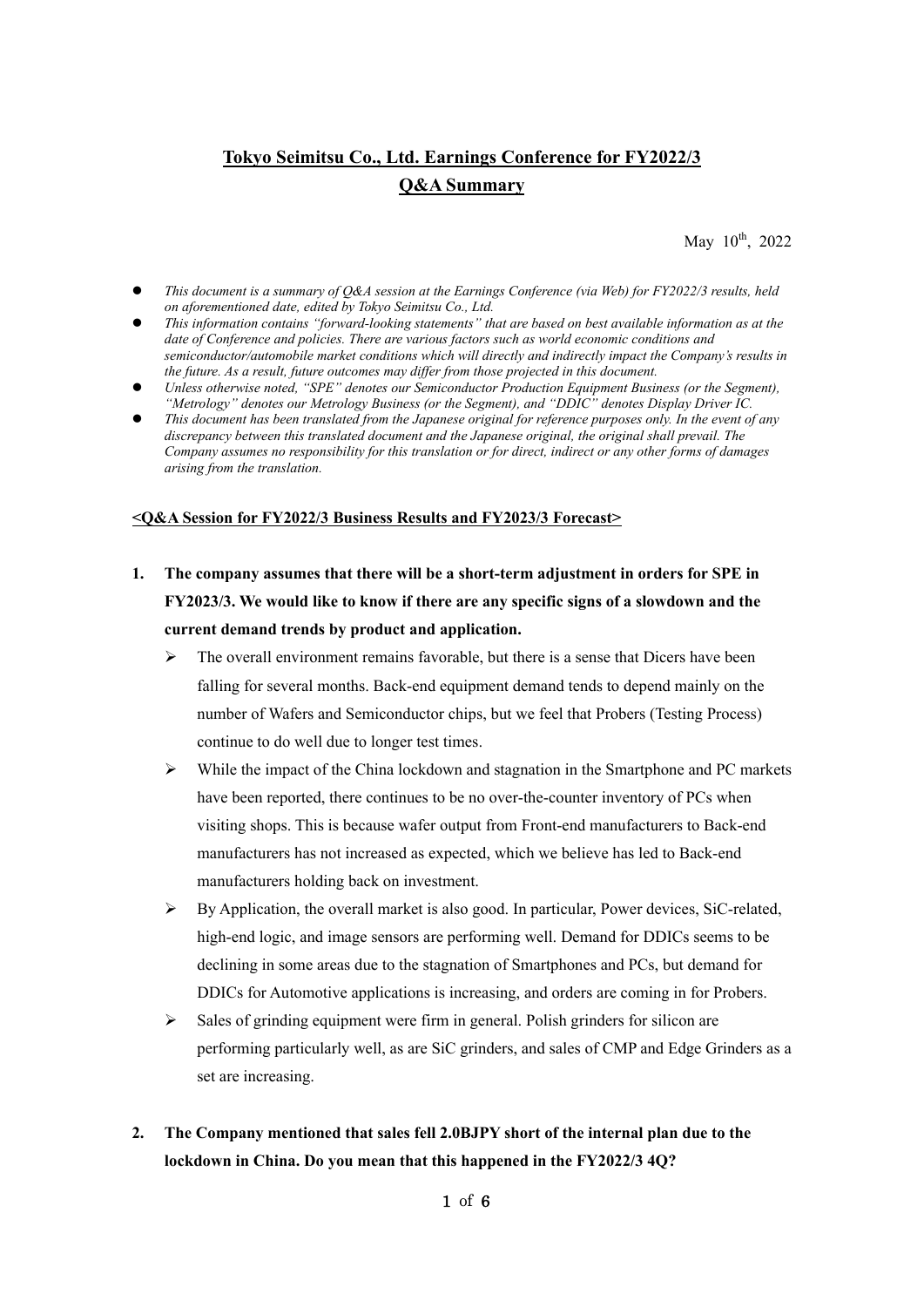# Tokyo Seimitsu Co., Ltd. Earnings Conference for FY2022/3
## Q&A Summary

May 10th, 2022

- *This document is a summary of Q&A session at the Earnings Conference (via Web) for FY2022/3 results, held on aforementioned date, edited by Tokyo Seimitsu Co., Ltd.*
- *This information contains "forward-looking statements" that are based on best available information as at the date of Conference and policies. There are various factors such as world economic conditions and semiconductor/automobile market conditions which will directly and indirectly impact the Company's results in the future. As a result, future outcomes may differ from those projected in this document.*
- *Unless otherwise noted, "SPE" denotes our Semiconductor Production Equipment Business (or the Segment), "Metrology" denotes our Metrology Business (or the Segment), and "DDIC" denotes Display Driver IC.*
- *This document has been translated from the Japanese original for reference purposes only. In the event of any discrepancy between this translated document and the Japanese original, the original shall prevail. The Company assumes no responsibility for this translation or for direct, indirect or any other forms of damages arising from the translation.*

**<Q&A Session for FY2022/3 Business Results and FY2023/3 Forecast>**

1. **The company assumes that there will be a short-term adjustment in orders for SPE in FY2023/3. We would like to know if there are any specific signs of a slowdown and the current demand trends by product and application.**
   - The overall environment remains favorable, but there is a sense that Dicers have been falling for several months. Back-end equipment demand tends to depend mainly on the number of Wafers and Semiconductor chips, but we feel that Probers (Testing Process) continue to do well due to longer test times.
   - While the impact of the China lockdown and stagnation in the Smartphone and PC markets have been reported, there continues to be no over-the-counter inventory of PCs when visiting shops. This is because wafer output from Front-end manufacturers to Back-end manufacturers has not increased as expected, which we believe has led to Back-end manufacturers holding back on investment.
   - By Application, the overall market is also good. In particular, Power devices, SiC-related, high-end logic, and image sensors are performing well. Demand for DDICs seems to be declining in some areas due to the stagnation of Smartphones and PCs, but demand for DDICs for Automotive applications is increasing, and orders are coming in for Probers.
   - Sales of grinding equipment were firm in general. Polish grinders for silicon are performing particularly well, as are SiC grinders, and sales of CMP and Edge Grinders as a set are increasing.

2. **The Company mentioned that sales fell 2.0BJPY short of the internal plan due to the lockdown in China. Do you mean that this happened in the FY2022/3 4Q?**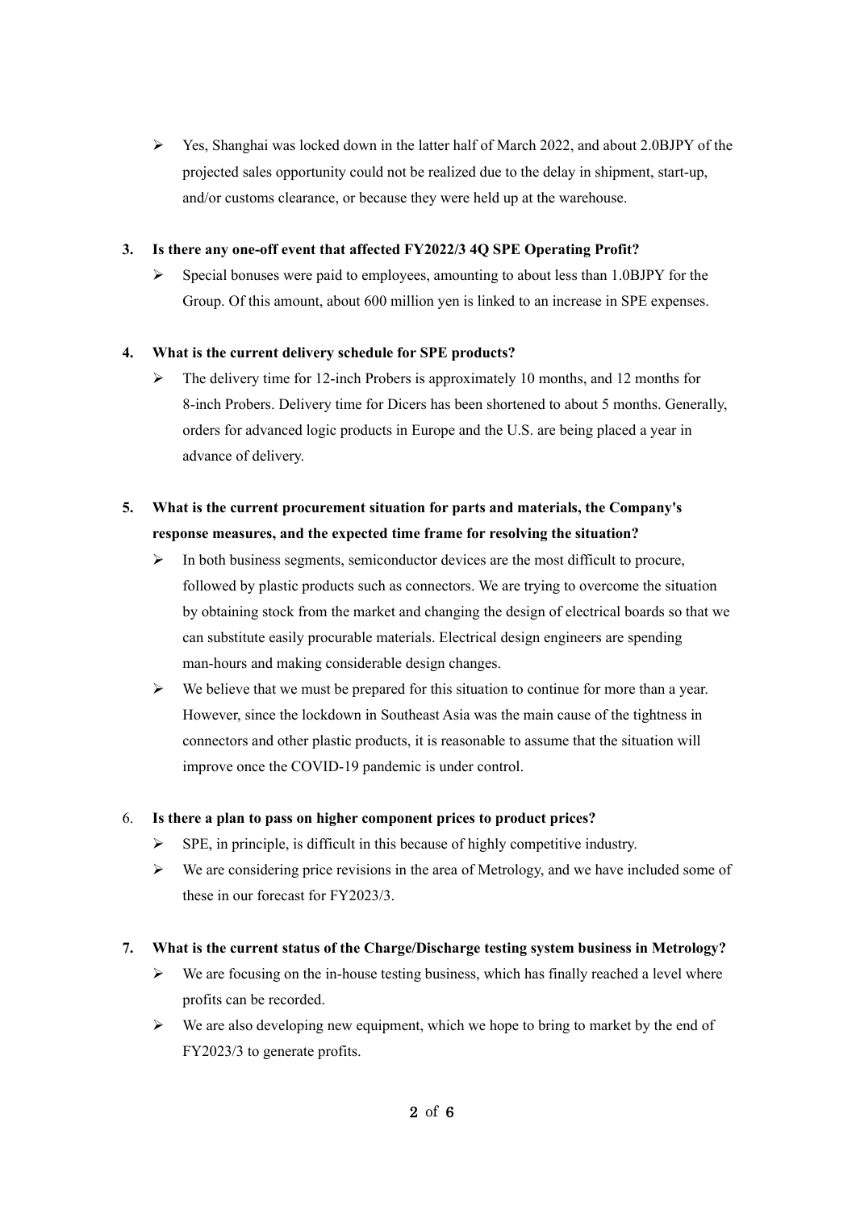- Yes, Shanghai was locked down in the latter half of March 2022, and about 2.0BJPY of the projected sales opportunity could not be realized due to the delay in shipment, start-up, and/or customs clearance, or because they were held up at the warehouse.

**3. Is there any one-off event that affected FY2022/3 4Q SPE Operating Profit?**

- Special bonuses were paid to employees, amounting to about less than 1.0BJPY for the Group. Of this amount, about 600 million yen is linked to an increase in SPE expenses.

**4. What is the current delivery schedule for SPE products?**

- The delivery time for 12-inch Probers is approximately 10 months, and 12 months for 8-inch Probers. Delivery time for Dicers has been shortened to about 5 months. Generally, orders for advanced logic products in Europe and the U.S. are being placed a year in advance of delivery.

**5. What is the current procurement situation for parts and materials, the Company's response measures, and the expected time frame for resolving the situation?**

- In both business segments, semiconductor devices are the most difficult to procure, followed by plastic products such as connectors. We are trying to overcome the situation by obtaining stock from the market and changing the design of electrical boards so that we can substitute easily procurable materials. Electrical design engineers are spending man-hours and making considerable design changes.
- We believe that we must be prepared for this situation to continue for more than a year. However, since the lockdown in Southeast Asia was the main cause of the tightness in connectors and other plastic products, it is reasonable to assume that the situation will improve once the COVID-19 pandemic is under control.

6. **Is there a plan to pass on higher component prices to product prices?**

- SPE, in principle, is difficult in this because of highly competitive industry.
- We are considering price revisions in the area of Metrology, and we have included some of these in our forecast for FY2023/3.

**7. What is the current status of the Charge/Discharge testing system business in Metrology?**

- We are focusing on the in-house testing business, which has finally reached a level where profits can be recorded.
- We are also developing new equipment, which we hope to bring to market by the end of FY2023/3 to generate profits.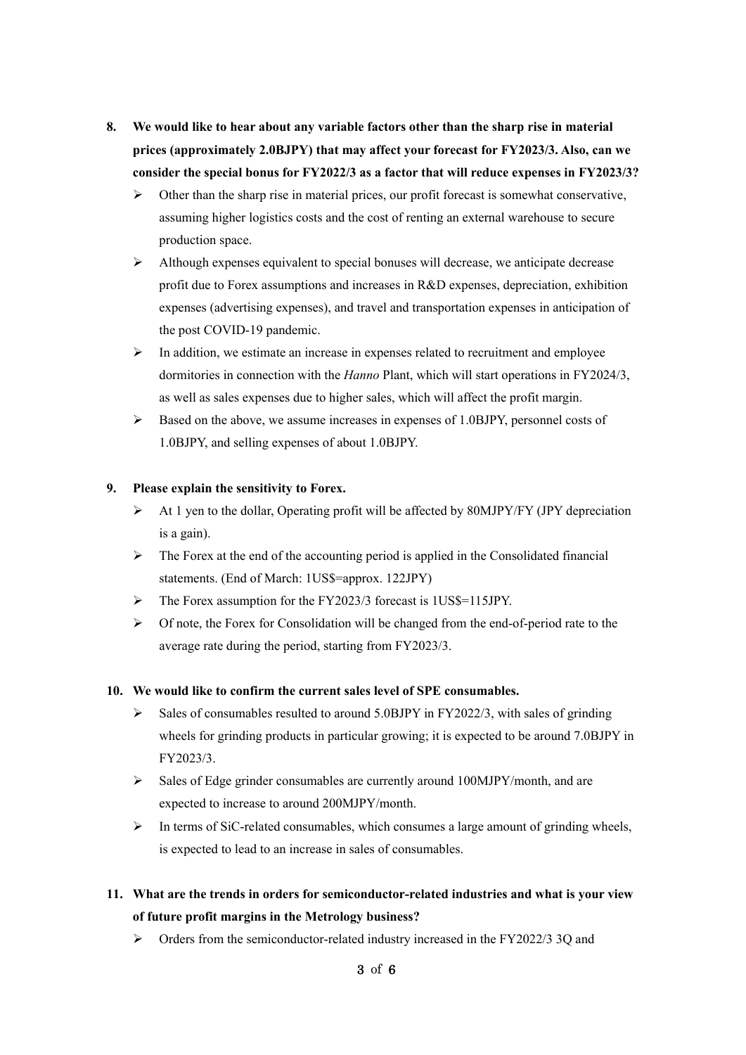8. **We would like to hear about any variable factors other than the sharp rise in material prices (approximately 2.0BJPY) that may affect your forecast for FY2023/3. Also, can we consider the special bonus for FY2022/3 as a factor that will reduce expenses in FY2023/3?**
   - Other than the sharp rise in material prices, our profit forecast is somewhat conservative, assuming higher logistics costs and the cost of renting an external warehouse to secure production space.
   - Although expenses equivalent to special bonuses will decrease, we anticipate decrease profit due to Forex assumptions and increases in R&D expenses, depreciation, exhibition expenses (advertising expenses), and travel and transportation expenses in anticipation of the post COVID-19 pandemic.
   - In addition, we estimate an increase in expenses related to recruitment and employee dormitories in connection with the *Hanno* Plant, which will start operations in FY2024/3, as well as sales expenses due to higher sales, which will affect the profit margin.
   - Based on the above, we assume increases in expenses of 1.0BJPY, personnel costs of 1.0BJPY, and selling expenses of about 1.0BJPY.

9. **Please explain the sensitivity to Forex.**
   - At 1 yen to the dollar, Operating profit will be affected by 80MJPY/FY (JPY depreciation is a gain).
   - The Forex at the end of the accounting period is applied in the Consolidated financial statements. (End of March: 1US$=approx. 122JPY)
   - The Forex assumption for the FY2023/3 forecast is 1US$=115JPY.
   - Of note, the Forex for Consolidation will be changed from the end-of-period rate to the average rate during the period, starting from FY2023/3.

10. **We would like to confirm the current sales level of SPE consumables.**
    - Sales of consumables resulted to around 5.0BJPY in FY2022/3, with sales of grinding wheels for grinding products in particular growing; it is expected to be around 7.0BJPY in FY2023/3.
    - Sales of Edge grinder consumables are currently around 100MJPY/month, and are expected to increase to around 200MJPY/month.
    - In terms of SiC-related consumables, which consumes a large amount of grinding wheels, is expected to lead to an increase in sales of consumables.

11. **What are the trends in orders for semiconductor-related industries and what is your view of future profit margins in the Metrology business?**
    - Orders from the semiconductor-related industry increased in the FY2022/3 3Q and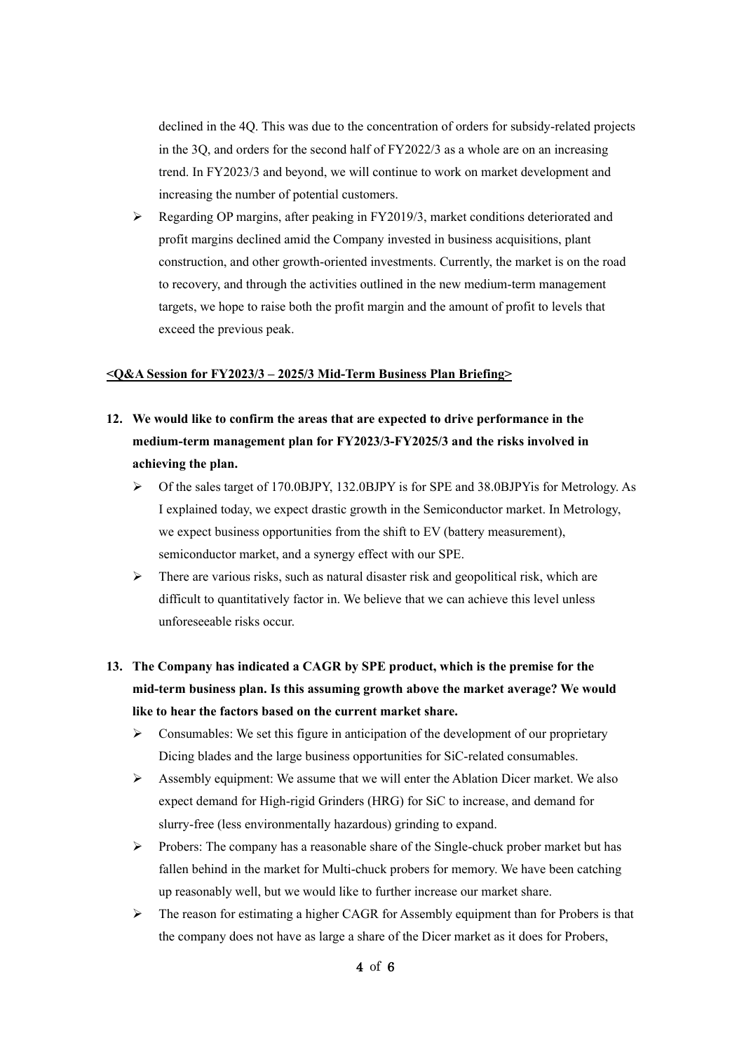declined in the 4Q. This was due to the concentration of orders for subsidy-related projects in the 3Q, and orders for the second half of FY2022/3 as a whole are on an increasing trend. In FY2023/3 and beyond, we will continue to work on market development and increasing the number of potential customers.

- Regarding OP margins, after peaking in FY2019/3, market conditions deteriorated and profit margins declined amid the Company invested in business acquisitions, plant construction, and other growth-oriented investments. Currently, the market is on the road to recovery, and through the activities outlined in the new medium-term management targets, we hope to raise both the profit margin and the amount of profit to levels that exceed the previous peak.

**<u><Q&A Session for FY2023/3 – 2025/3 Mid-Term Business Plan Briefing></u>**

**12. We would like to confirm the areas that are expected to drive performance in the medium-term management plan for FY2023/3-FY2025/3 and the risks involved in achieving the plan.**

- Of the sales target of 170.0BJPY, 132.0BJPY is for SPE and 38.0BJPYis for Metrology. As I explained today, we expect drastic growth in the Semiconductor market. In Metrology, we expect business opportunities from the shift to EV (battery measurement), semiconductor market, and a synergy effect with our SPE.
- There are various risks, such as natural disaster risk and geopolitical risk, which are difficult to quantitatively factor in. We believe that we can achieve this level unless unforeseeable risks occur.

**13. The Company has indicated a CAGR by SPE product, which is the premise for the mid-term business plan. Is this assuming growth above the market average? We would like to hear the factors based on the current market share.**

- Consumables: We set this figure in anticipation of the development of our proprietary Dicing blades and the large business opportunities for SiC-related consumables.
- Assembly equipment: We assume that we will enter the Ablation Dicer market. We also expect demand for High-rigid Grinders (HRG) for SiC to increase, and demand for slurry-free (less environmentally hazardous) grinding to expand.
- Probers: The company has a reasonable share of the Single-chuck prober market but has fallen behind in the market for Multi-chuck probers for memory. We have been catching up reasonably well, but we would like to further increase our market share.
- The reason for estimating a higher CAGR for Assembly equipment than for Probers is that the company does not have as large a share of the Dicer market as it does for Probers,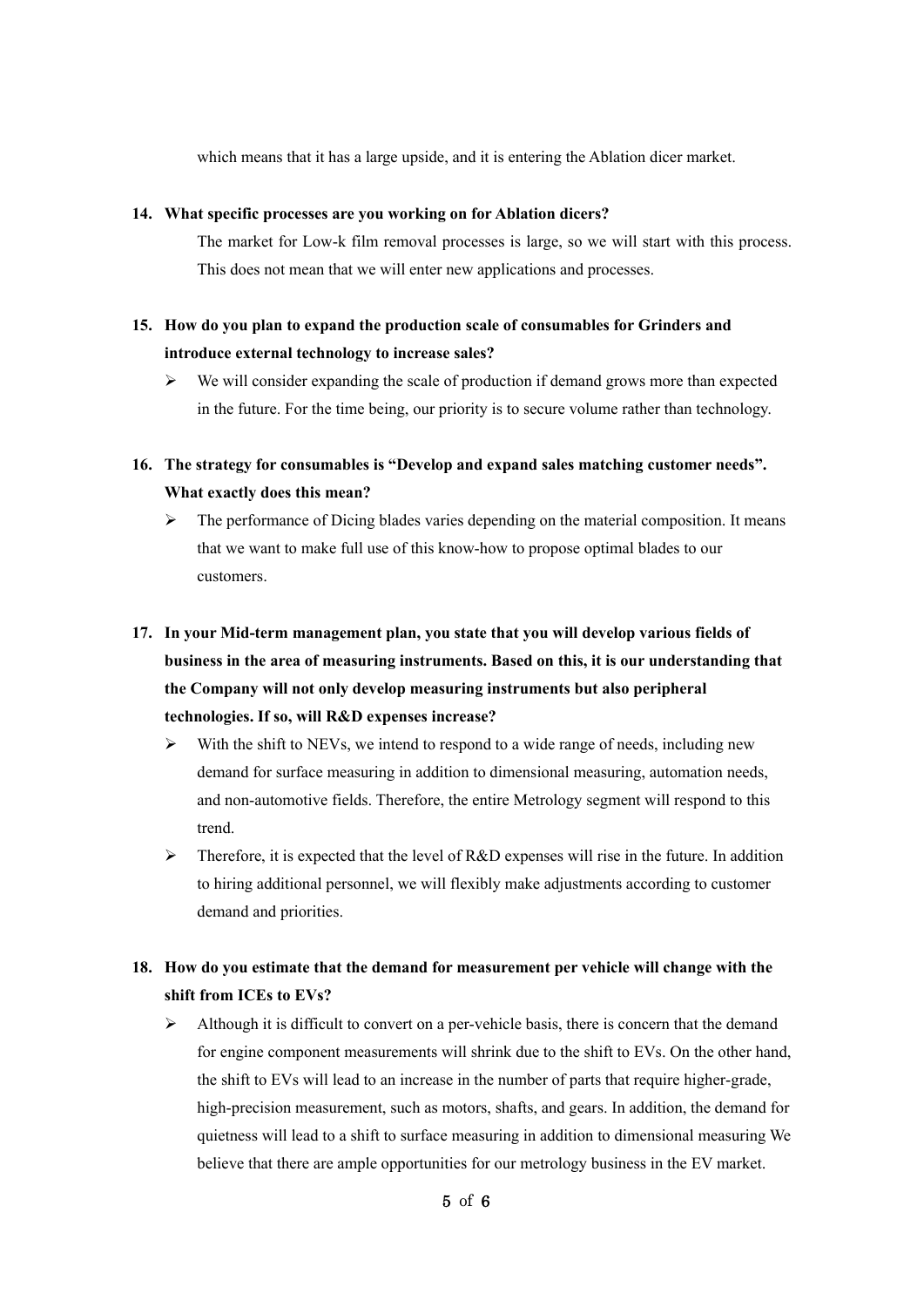which means that it has a large upside, and it is entering the Ablation dicer market.

**14. What specific processes are you working on for Ablation dicers?**

The market for Low-k film removal processes is large, so we will start with this process. This does not mean that we will enter new applications and processes.

**15. How do you plan to expand the production scale of consumables for Grinders and introduce external technology to increase sales?**

- We will consider expanding the scale of production if demand grows more than expected in the future. For the time being, our priority is to secure volume rather than technology.

**16. The strategy for consumables is "Develop and expand sales matching customer needs". What exactly does this mean?**

- The performance of Dicing blades varies depending on the material composition. It means that we want to make full use of this know-how to propose optimal blades to our customers.

**17. In your Mid-term management plan, you state that you will develop various fields of business in the area of measuring instruments. Based on this, it is our understanding that the Company will not only develop measuring instruments but also peripheral technologies. If so, will R&D expenses increase?**

- With the shift to NEVs, we intend to respond to a wide range of needs, including new demand for surface measuring in addition to dimensional measuring, automation needs, and non-automotive fields. Therefore, the entire Metrology segment will respond to this trend.
- Therefore, it is expected that the level of R&D expenses will rise in the future. In addition to hiring additional personnel, we will flexibly make adjustments according to customer demand and priorities.

**18. How do you estimate that the demand for measurement per vehicle will change with the shift from ICEs to EVs?**

- Although it is difficult to convert on a per-vehicle basis, there is concern that the demand for engine component measurements will shrink due to the shift to EVs. On the other hand, the shift to EVs will lead to an increase in the number of parts that require higher-grade, high-precision measurement, such as motors, shafts, and gears. In addition, the demand for quietness will lead to a shift to surface measuring in addition to dimensional measuring We believe that there are ample opportunities for our metrology business in the EV market.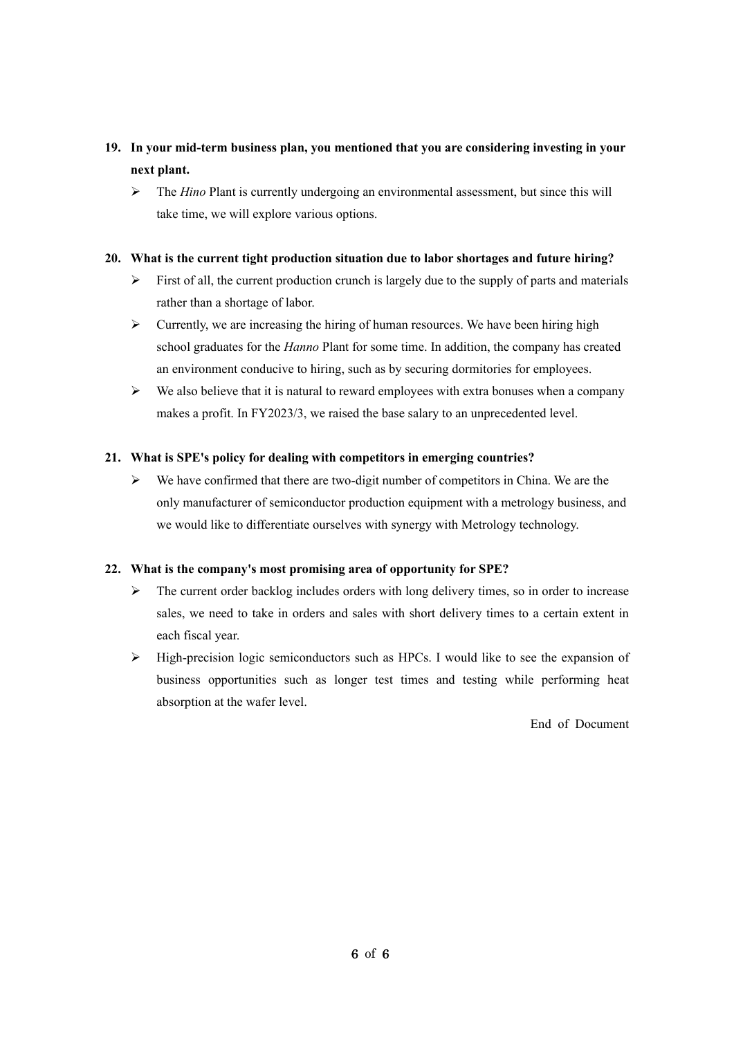**19. In your mid-term business plan, you mentioned that you are considering investing in your next plant.**

- The *Hino* Plant is currently undergoing an environmental assessment, but since this will take time, we will explore various options.

**20. What is the current tight production situation due to labor shortages and future hiring?**

- First of all, the current production crunch is largely due to the supply of parts and materials rather than a shortage of labor.
- Currently, we are increasing the hiring of human resources. We have been hiring high school graduates for the *Hanno* Plant for some time. In addition, the company has created an environment conducive to hiring, such as by securing dormitories for employees.
- We also believe that it is natural to reward employees with extra bonuses when a company makes a profit. In FY2023/3, we raised the base salary to an unprecedented level.

**21. What is SPE's policy for dealing with competitors in emerging countries?**

- We have confirmed that there are two-digit number of competitors in China. We are the only manufacturer of semiconductor production equipment with a metrology business, and we would like to differentiate ourselves with synergy with Metrology technology.

**22. What is the company's most promising area of opportunity for SPE?**

- The current order backlog includes orders with long delivery times, so in order to increase sales, we need to take in orders and sales with short delivery times to a certain extent in each fiscal year.
- High-precision logic semiconductors such as HPCs. I would like to see the expansion of business opportunities such as longer test times and testing while performing heat absorption at the wafer level.

End of Document